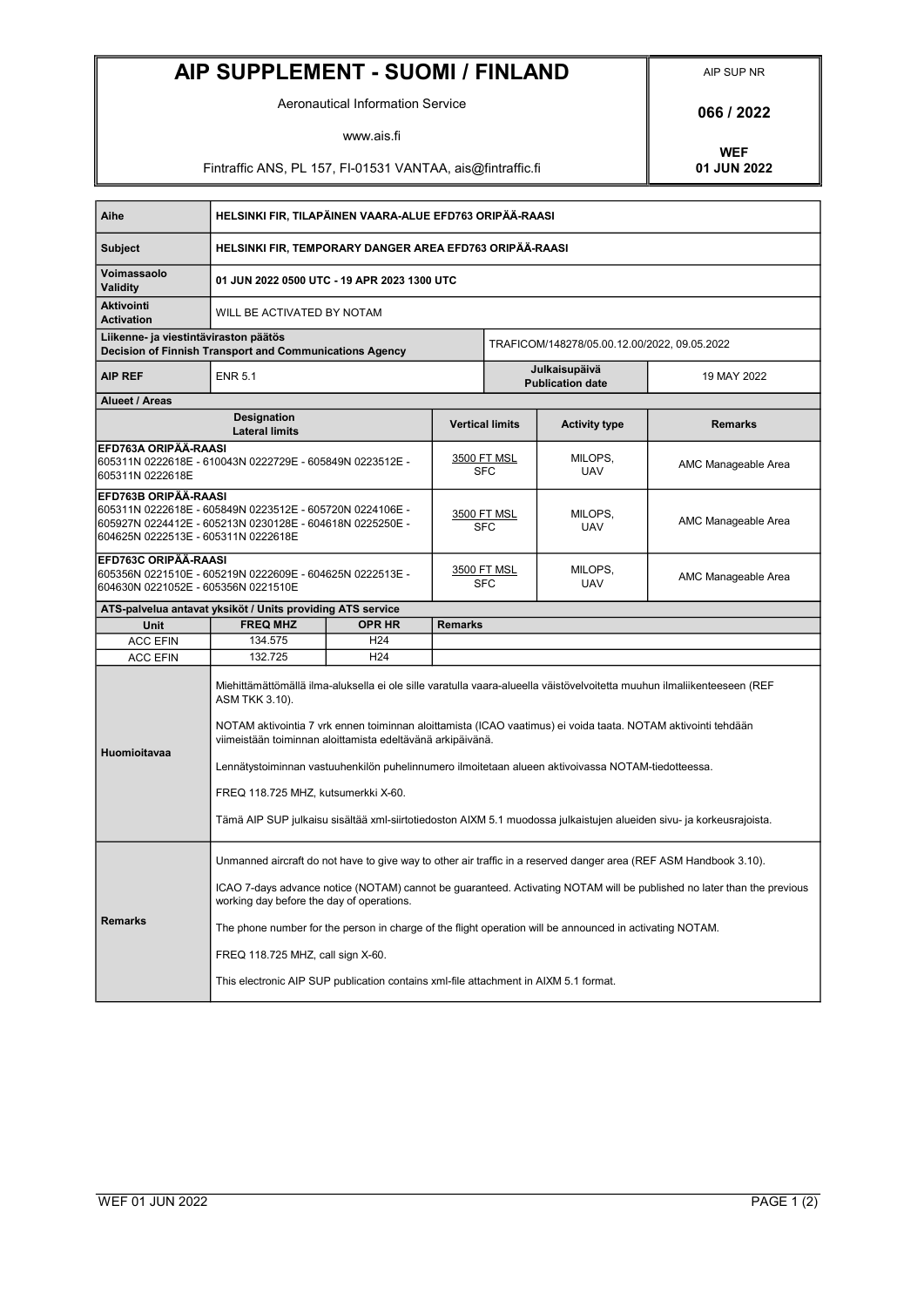# AIP SUPPLEMENT - SUOMI / FINLAND

Aeronautical Information Service

www.ais.fi

Fintraffic ANS, PL 157, FI-01531 VANTAA, ais@fintraffic.fi

AIP SUP NR

**066 / 2022**

**WEF**
**01 JUN 2022**

| | | | |
|---|---|---|---|
| **Aihe** | **HELSINKI FIR, TILAPÄINEN VAARA-ALUE EFD763 ORIPÄÄ-RAASI** | | |
| **Subject** | **HELSINKI FIR, TEMPORARY DANGER AREA EFD763 ORIPÄÄ-RAASI** | | |
| **Voimassaolo Validity** | **01 JUN 2022 0500 UTC - 19 APR 2023 1300 UTC** | | |
| **Aktivointi Activation** | WILL BE ACTIVATED BY NOTAM | | |
| **Liikenne- ja viestintäviraston päätös Decision of Finnish Transport and Communications Agency** | | TRAFICOM/148278/05.00.12.00/2022, 09.05.2022 | |
| **AIP REF** | ENR 5.1 | **Julkaisupäivä Publication date** | 19 MAY 2022 |

**Alueet / Areas**

| Designation Lateral limits | Vertical limits | Activity type | Remarks |
|---|---|---|---|
| **EFD763A ORIPÄÄ-RAASI** 605311N 0222618E - 610043N 0222729E - 605849N 0223512E - 605311N 0222618E | 3500 FT MSL / SFC | MILOPS, UAV | AMC Manageable Area |
| **EFD763B ORIPÄÄ-RAASI** 605311N 0222618E - 605849N 0223512E - 605720N 0224106E - 605927N 0224412E - 605213N 0230128E - 604618N 0225250E - 604625N 0222513E - 605311N 0222618E | 3500 FT MSL / SFC | MILOPS, UAV | AMC Manageable Area |
| **EFD763C ORIPÄÄ-RAASI** 605356N 0221510E - 605219N 0222609E - 604625N 0222513E - 604630N 0221052E - 605356N 0221510E | 3500 FT MSL / SFC | MILOPS, UAV | AMC Manageable Area |

**ATS-palvelua antavat yksiköt / Units providing ATS service**

| Unit | FREQ MHZ | OPR HR | Remarks |
|---|---|---|---|
| ACC EFIN | 134.575 | H24 | |
| ACC EFIN | 132.725 | H24 | |

**Huomioitavaa**

Miehittämättömällä ilma-aluksella ei ole sille varatulla vaara-alueella väistövelvoitetta muuhun ilmaliikenteeseen (REF ASM TKK 3.10).

NOTAM aktivointia 7 vrk ennen toiminnan aloittamista (ICAO vaatimus) ei voida taata. NOTAM aktivointi tehdään viimeistään toiminnan aloittamista edeltävänä arkipäivänä.

Lennätystoiminnan vastuuhenkilön puhelinnumero ilmoitetaan alueen aktivoivassa NOTAM-tiedotteessa.

FREQ 118.725 MHZ, kutsumerkki X-60.

Tämä AIP SUP julkaisu sisältää xml-siirtotiedoston AIXM 5.1 muodossa julkaistujen alueiden sivu- ja korkeusrajoista.

**Remarks**

Unmanned aircraft do not have to give way to other air traffic in a reserved danger area (REF ASM Handbook 3.10).

ICAO 7-days advance notice (NOTAM) cannot be guaranteed. Activating NOTAM will be published no later than the previous working day before the day of operations.

The phone number for the person in charge of the flight operation will be announced in activating NOTAM.

FREQ 118.725 MHZ, call sign X-60.

This electronic AIP SUP publication contains xml-file attachment in AIXM 5.1 format.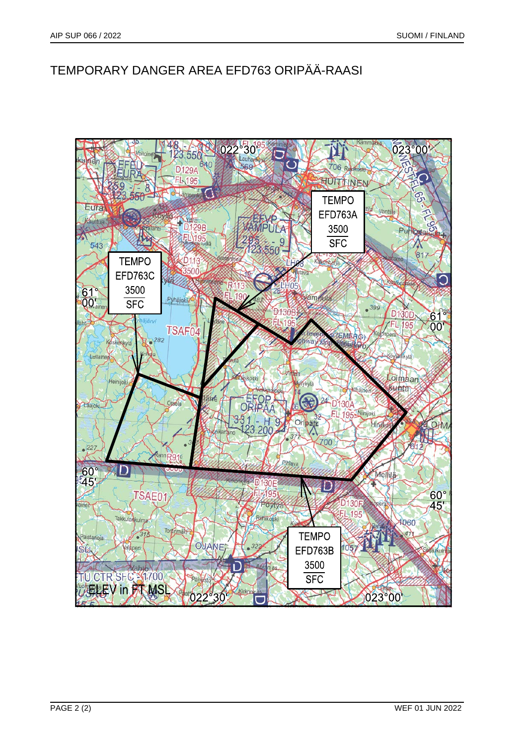# TEMPORARY DANGER AREA EFD763 ORIPÄÄ-RAASI

TEMPO
EFD763A
3500
SFC

TEMPO
EFD763C
3500
SFC

TEMPO
EFD763B
3500
SFC

022°30'
023°00'
61° 00'
60° 45'

ELEV in FT MSL